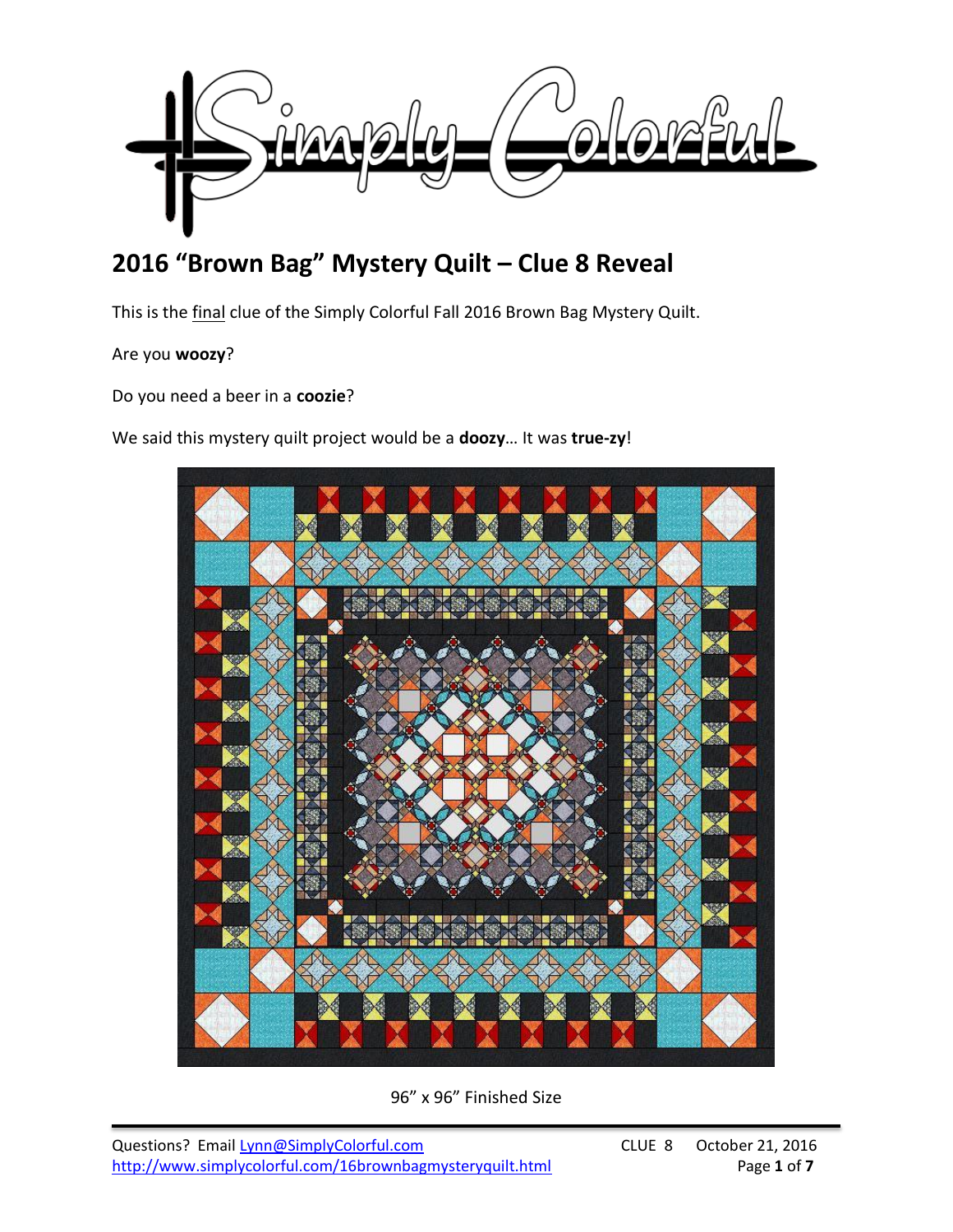# 2016 "Brown Bag" Mystery Quilt – Clue 8 Reveal

This is the final clue of the Simply Colorful Fall 2016 Brown Bag Mystery Quilt.

Are you **woozy**?

Do you need a beer in a **coozie**?

We said this mystery quilt project would be a **doozy**… It was **true-zy**!

96" x 96" Finished Size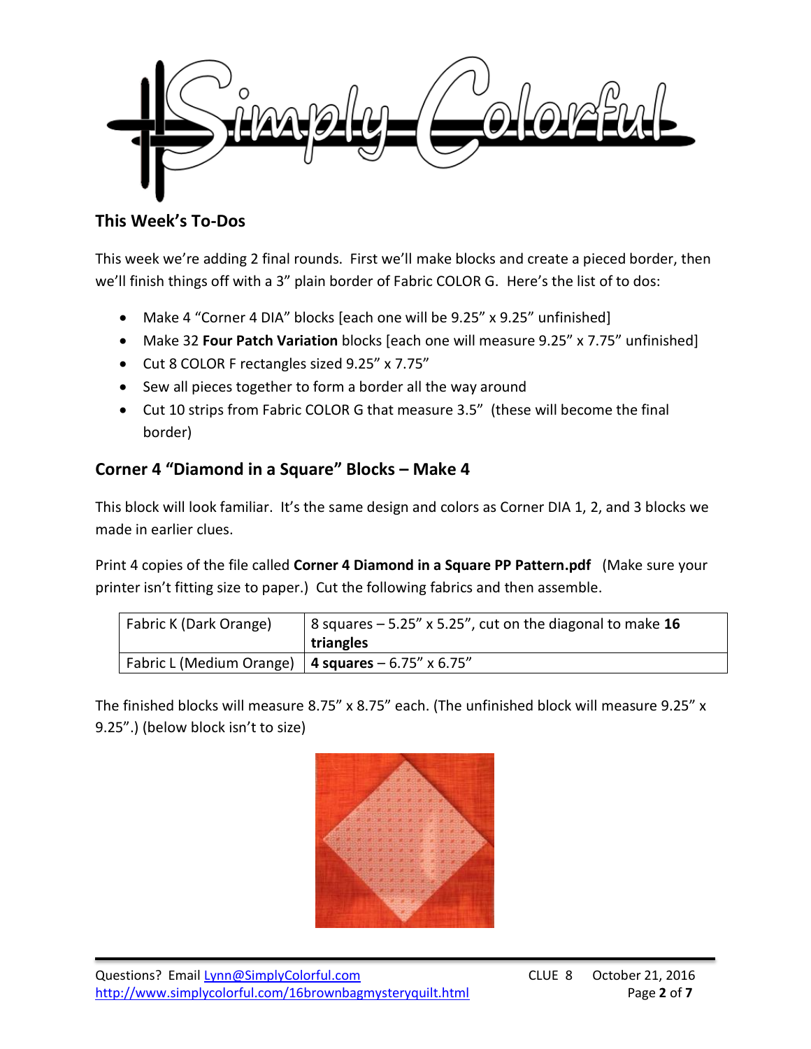## This Week's To-Dos

This week we're adding 2 final rounds. First we'll make blocks and create a pieced border, then we'll finish things off with a 3" plain border of Fabric COLOR G. Here's the list of to dos:

- Make 4 "Corner 4 DIA" blocks [each one will be 9.25" x 9.25" unfinished]
- Make 32 **Four Patch Variation** blocks [each one will measure 9.25" x 7.75" unfinished]
- Cut 8 COLOR F rectangles sized 9.25" x 7.75"
- Sew all pieces together to form a border all the way around
- Cut 10 strips from Fabric COLOR G that measure 3.5" (these will become the final border)

## Corner 4 "Diamond in a Square" Blocks – Make 4

This block will look familiar. It's the same design and colors as Corner DIA 1, 2, and 3 blocks we made in earlier clues.

Print 4 copies of the file called **Corner 4 Diamond in a Square PP Pattern.pdf** (Make sure your printer isn't fitting size to paper.) Cut the following fabrics and then assemble.

| Fabric K (Dark Orange) | 8 squares – 5.25" x 5.25", cut on the diagonal to make **16 triangles** |
|---|---|
| Fabric L (Medium Orange) | **4 squares** – 6.75" x 6.75" |

The finished blocks will measure 8.75" x 8.75" each. (The unfinished block will measure 9.25" x 9.25".) (below block isn't to size)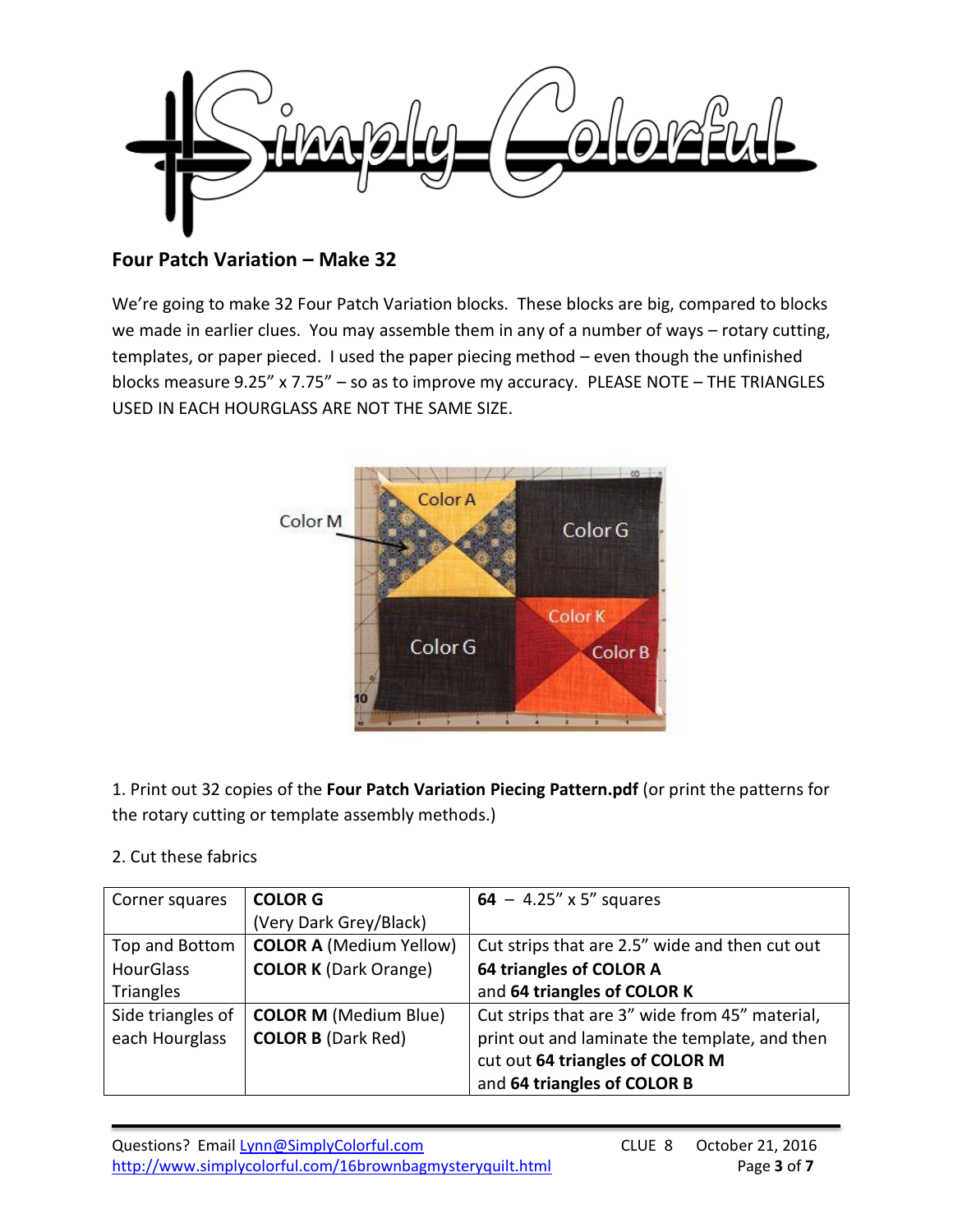## Four Patch Variation – Make 32

We're going to make 32 Four Patch Variation blocks. These blocks are big, compared to blocks we made in earlier clues. You may assemble them in any of a number of ways – rotary cutting, templates, or paper pieced. I used the paper piecing method – even though the unfinished blocks measure 9.25" x 7.75" – so as to improve my accuracy. PLEASE NOTE – THE TRIANGLES USED IN EACH HOURGLASS ARE NOT THE SAME SIZE.

1. Print out 32 copies of the **Four Patch Variation Piecing Pattern.pdf** (or print the patterns for the rotary cutting or template assembly methods.)

2. Cut these fabrics

| Corner squares | **COLOR G** (Very Dark Grey/Black) | **64** – 4.25" x 5" squares |
|---|---|---|
| Top and Bottom HourGlass Triangles | **COLOR A** (Medium Yellow) **COLOR K** (Dark Orange) | Cut strips that are 2.5" wide and then cut out **64 triangles of COLOR A** and **64 triangles of COLOR K** |
| Side triangles of each Hourglass | **COLOR M** (Medium Blue) **COLOR B** (Dark Red) | Cut strips that are 3" wide from 45" material, print out and laminate the template, and then cut out **64 triangles of COLOR M** and **64 triangles of COLOR B** |

Questions? Email Lynn@SimplyColorful.com
http://www.simplycolorful.com/16brownbagmysteryquilt.html

CLUE 8 October 21, 2016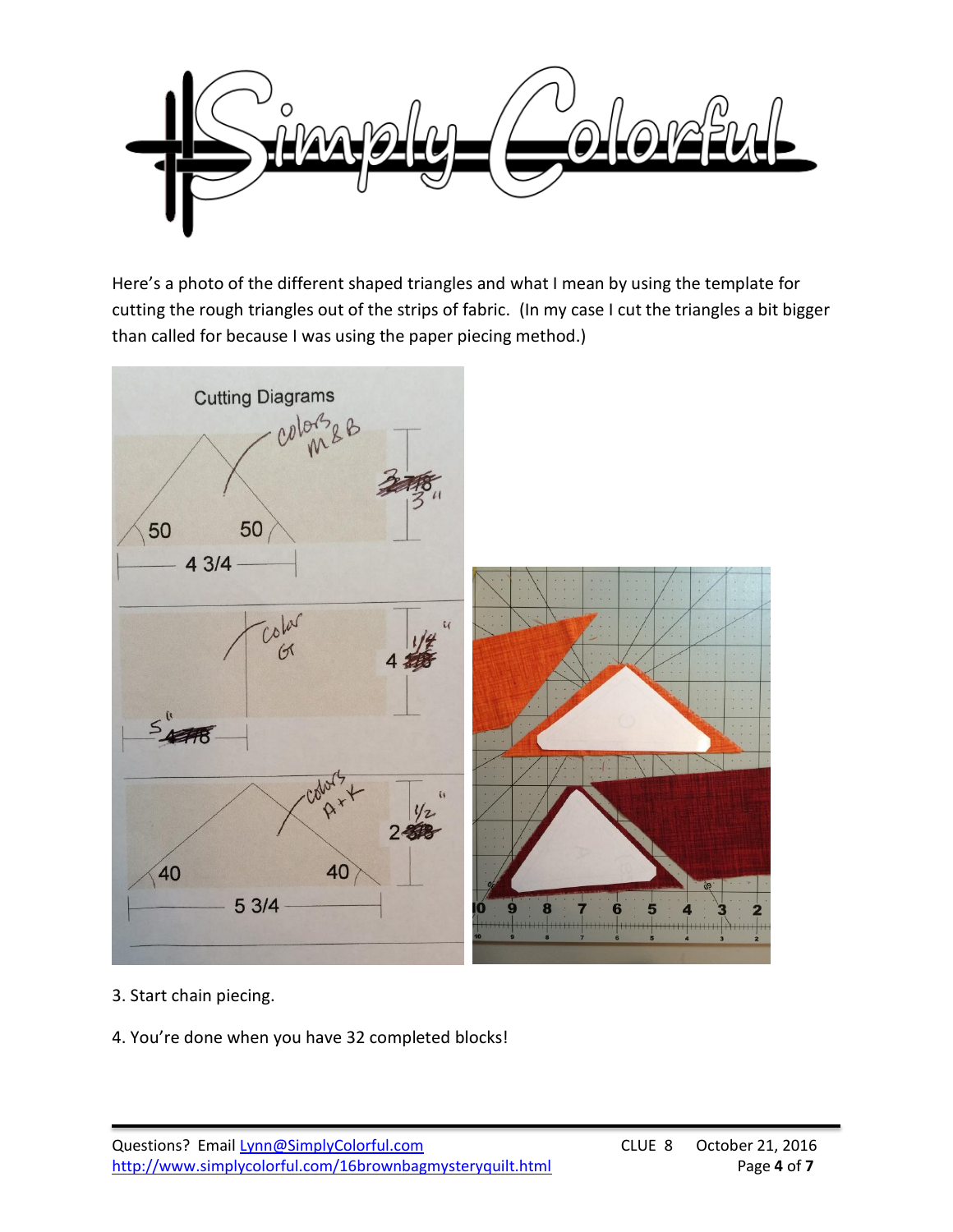Here's a photo of the different shaped triangles and what I mean by using the template for cutting the rough triangles out of the strips of fabric. (In my case I cut the triangles a bit bigger than called for because I was using the paper piecing method.)

3. Start chain piecing.

4. You're done when you have 32 completed blocks!

Questions? Email Lynn@SimplyColorful.com
http://www.simplycolorful.com/16brownbagmysteryquilt.html

CLUE 8 October 21, 2016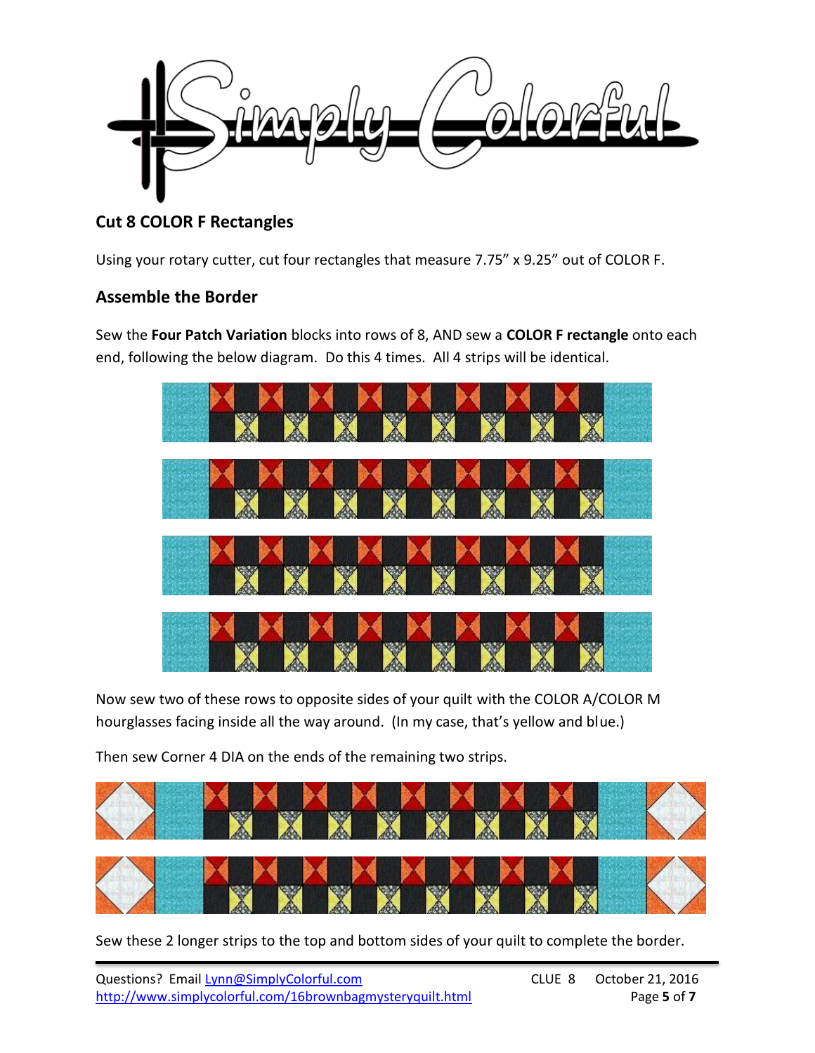## Cut 8 COLOR F Rectangles

Using your rotary cutter, cut four rectangles that measure 7.75" x 9.25" out of COLOR F.

## Assemble the Border

Sew the **Four Patch Variation** blocks into rows of 8, AND sew a **COLOR F rectangle** onto each end, following the below diagram. Do this 4 times. All 4 strips will be identical.

Now sew two of these rows to opposite sides of your quilt with the COLOR A/COLOR M hourglasses facing inside all the way around. (In my case, that's yellow and blue.)

Then sew Corner 4 DIA on the ends of the remaining two strips.

Sew these 2 longer strips to the top and bottom sides of your quilt to complete the border.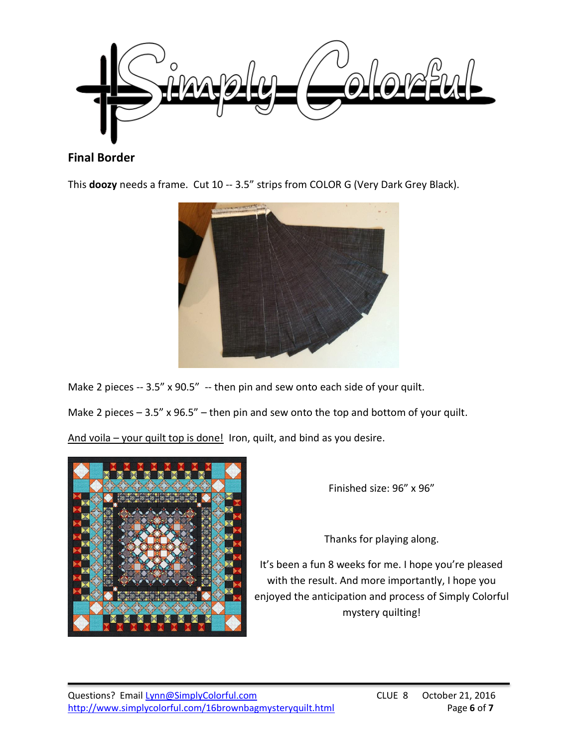## Final Border

This **doozy** needs a frame. Cut 10 -- 3.5" strips from COLOR G (Very Dark Grey Black).

Make 2 pieces -- 3.5" x 90.5" -- then pin and sew onto each side of your quilt.

Make 2 pieces – 3.5" x 96.5" – then pin and sew onto the top and bottom of your quilt.

<u>And voila – your quilt top is done!</u> Iron, quilt, and bind as you desire.

Finished size: 96" x 96"

Thanks for playing along.

It's been a fun 8 weeks for me. I hope you're pleased with the result. And more importantly, I hope you enjoyed the anticipation and process of Simply Colorful mystery quilting!

Questions? Email Lynn@SimplyColorful.com
http://www.simplycolorful.com/16brownbagmysteryquilt.html

CLUE 8 October 21, 2016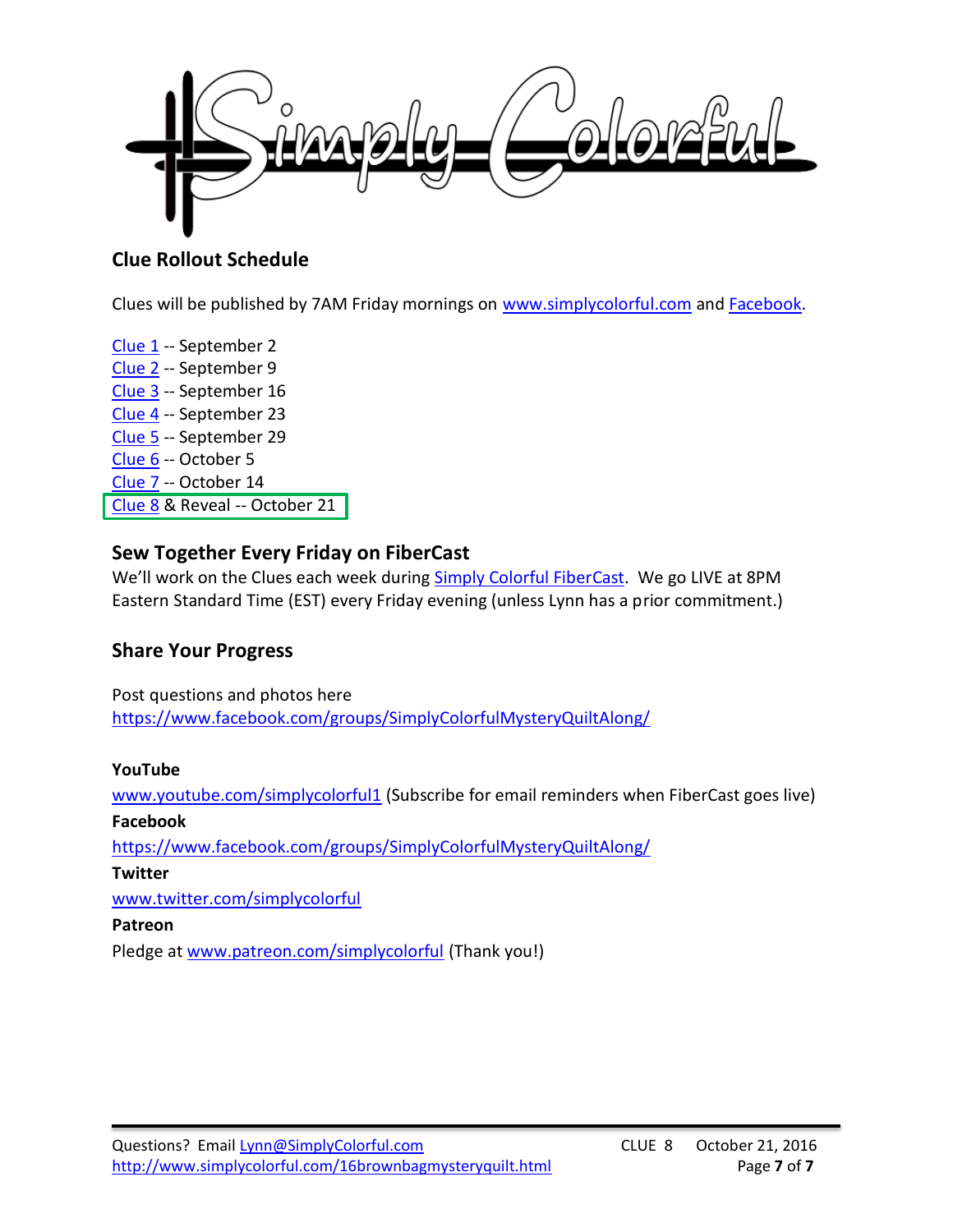## Clue Rollout Schedule

Clues will be published by 7AM Friday mornings on www.simplycolorful.com and Facebook.

Clue 1 -- September 2
Clue 2 -- September 9
Clue 3 -- September 16
Clue 4 -- September 23
Clue 5 -- September 29
Clue 6 -- October 5
Clue 7 -- October 14
Clue 8 & Reveal -- October 21

## Sew Together Every Friday on FiberCast

We'll work on the Clues each week during Simply Colorful FiberCast. We go LIVE at 8PM Eastern Standard Time (EST) every Friday evening (unless Lynn has a prior commitment.)

## Share Your Progress

Post questions and photos here
https://www.facebook.com/groups/SimplyColorfulMysteryQuiltAlong/

**YouTube**

www.youtube.com/simplycolorful1 (Subscribe for email reminders when FiberCast goes live)

**Facebook**

https://www.facebook.com/groups/SimplyColorfulMysteryQuiltAlong/

**Twitter**

www.twitter.com/simplycolorful

**Patreon**

Pledge at www.patreon.com/simplycolorful (Thank you!)